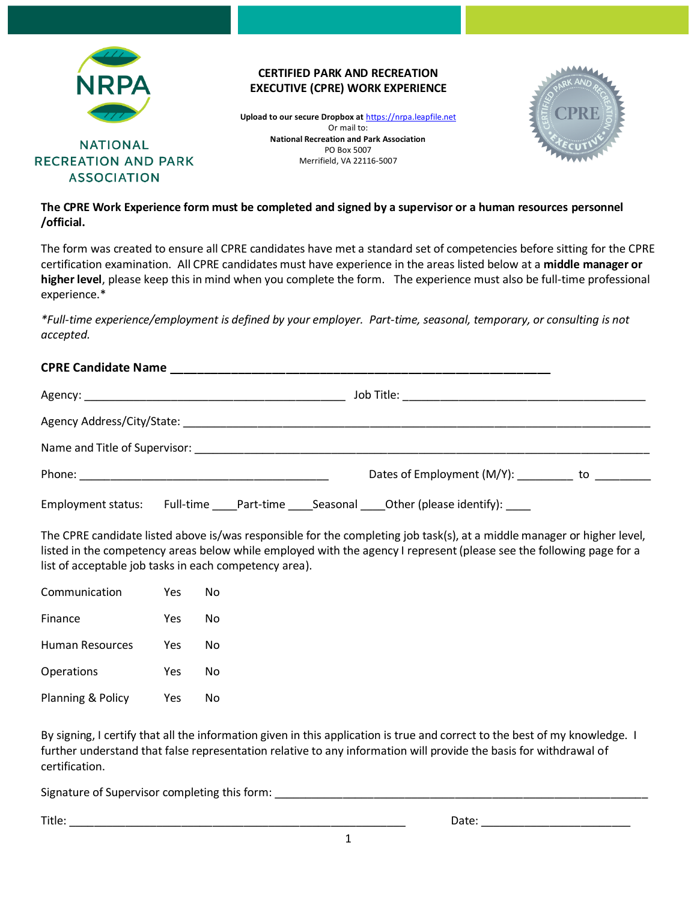NATIONAL RECREATION AND PARK ASSOCIATION

# CERTIFIED PARK AND RECREATION EXECUTIVE (CPRE) WORK EXPERIENCE

**Upload to our secure Dropbox at** https://nrpa.leapfile.net
Or mail to:
**National Recreation and Park Association**
PO Box 5007
Merrifield, VA 22116-5007

**The CPRE Work Experience form must be completed and signed by a supervisor or a human resources personnel /official.**

The form was created to ensure all CPRE candidates have met a standard set of competencies before sitting for the CPRE certification examination. All CPRE candidates must have experience in the areas listed below at a **middle manager or higher level**, please keep this in mind when you complete the form. The experience must also be full-time professional experience.*

*\*Full-time experience/employment is defined by your employer. Part-time, seasonal, temporary, or consulting is not accepted.*

**CPRE Candidate Name** ____________________________________________________________

Agency: __________________________________________ Job Title: ______________________________________

Agency Address/City/State: __________________________________________________________________________

Name and Title of Supervisor: ________________________________________________________________________

Phone: ________________________________________ Dates of Employment (M/Y): _________ to _________

Employment status: Full-time ____Part-time ____Seasonal ____Other (please identify): ____

The CPRE candidate listed above is/was responsible for the completing job task(s), at a middle manager or higher level, listed in the competency areas below while employed with the agency I represent (please see the following page for a list of acceptable job tasks in each competency area).

| | | |
|---|---|---|
| Communication | Yes | No |
| Finance | Yes | No |
| Human Resources | Yes | No |
| Operations | Yes | No |
| Planning & Policy | Yes | No |

By signing, I certify that all the information given in this application is true and correct to the best of my knowledge. I further understand that false representation relative to any information will provide the basis for withdrawal of certification.

Signature of Supervisor completing this form: ____________________________________________________________

Title: ______________________________________________________ Date: ________________________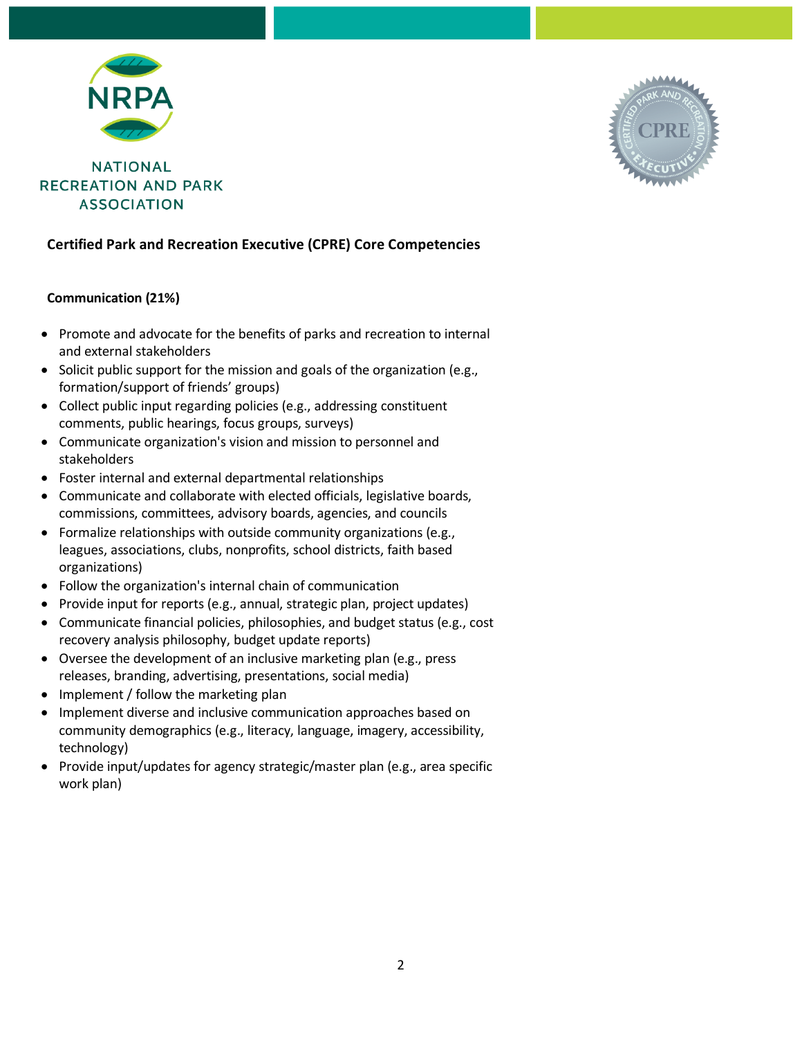**Certified Park and Recreation Executive (CPRE) Core Competencies**

**Communication (21%)**

- Promote and advocate for the benefits of parks and recreation to internal and external stakeholders
- Solicit public support for the mission and goals of the organization (e.g., formation/support of friends' groups)
- Collect public input regarding policies (e.g., addressing constituent comments, public hearings, focus groups, surveys)
- Communicate organization's vision and mission to personnel and stakeholders
- Foster internal and external departmental relationships
- Communicate and collaborate with elected officials, legislative boards, commissions, committees, advisory boards, agencies, and councils
- Formalize relationships with outside community organizations (e.g., leagues, associations, clubs, nonprofits, school districts, faith based organizations)
- Follow the organization's internal chain of communication
- Provide input for reports (e.g., annual, strategic plan, project updates)
- Communicate financial policies, philosophies, and budget status (e.g., cost recovery analysis philosophy, budget update reports)
- Oversee the development of an inclusive marketing plan (e.g., press releases, branding, advertising, presentations, social media)
- Implement / follow the marketing plan
- Implement diverse and inclusive communication approaches based on community demographics (e.g., literacy, language, imagery, accessibility, technology)
- Provide input/updates for agency strategic/master plan (e.g., area specific work plan)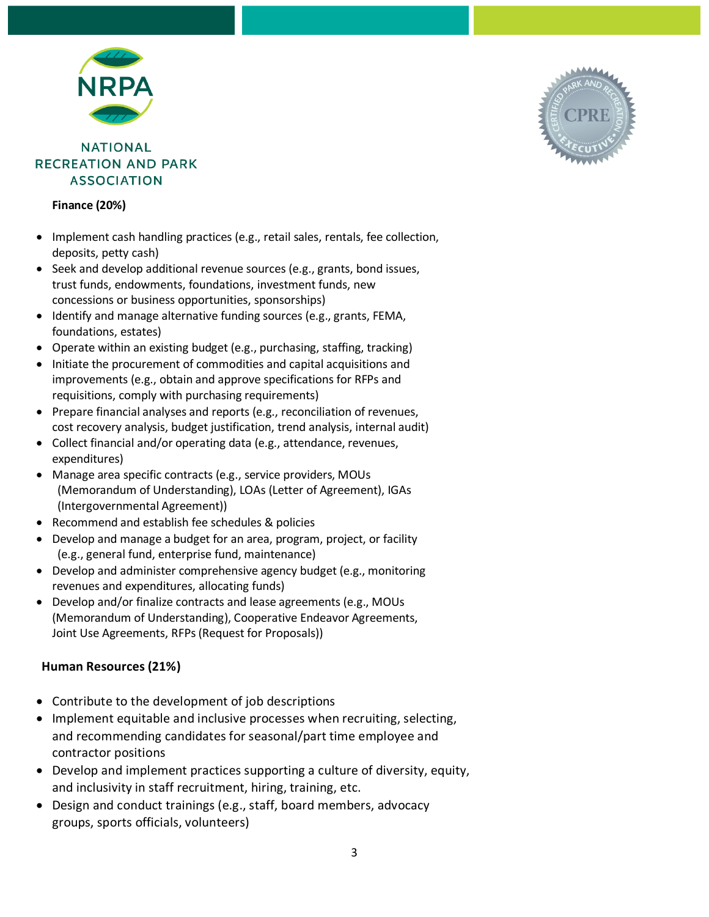**Finance (20%)**

- Implement cash handling practices (e.g., retail sales, rentals, fee collection, deposits, petty cash)
- Seek and develop additional revenue sources (e.g., grants, bond issues, trust funds, endowments, foundations, investment funds, new concessions or business opportunities, sponsorships)
- Identify and manage alternative funding sources (e.g., grants, FEMA, foundations, estates)
- Operate within an existing budget (e.g., purchasing, staffing, tracking)
- Initiate the procurement of commodities and capital acquisitions and improvements (e.g., obtain and approve specifications for RFPs and requisitions, comply with purchasing requirements)
- Prepare financial analyses and reports (e.g., reconciliation of revenues, cost recovery analysis, budget justification, trend analysis, internal audit)
- Collect financial and/or operating data (e.g., attendance, revenues, expenditures)
- Manage area specific contracts (e.g., service providers, MOUs (Memorandum of Understanding), LOAs (Letter of Agreement), IGAs (Intergovernmental Agreement))
- Recommend and establish fee schedules & policies
- Develop and manage a budget for an area, program, project, or facility (e.g., general fund, enterprise fund, maintenance)
- Develop and administer comprehensive agency budget (e.g., monitoring revenues and expenditures, allocating funds)
- Develop and/or finalize contracts and lease agreements (e.g., MOUs (Memorandum of Understanding), Cooperative Endeavor Agreements, Joint Use Agreements, RFPs (Request for Proposals))

**Human Resources (21%)**

- Contribute to the development of job descriptions
- Implement equitable and inclusive processes when recruiting, selecting, and recommending candidates for seasonal/part time employee and contractor positions
- Develop and implement practices supporting a culture of diversity, equity, and inclusivity in staff recruitment, hiring, training, etc.
- Design and conduct trainings (e.g., staff, board members, advocacy groups, sports officials, volunteers)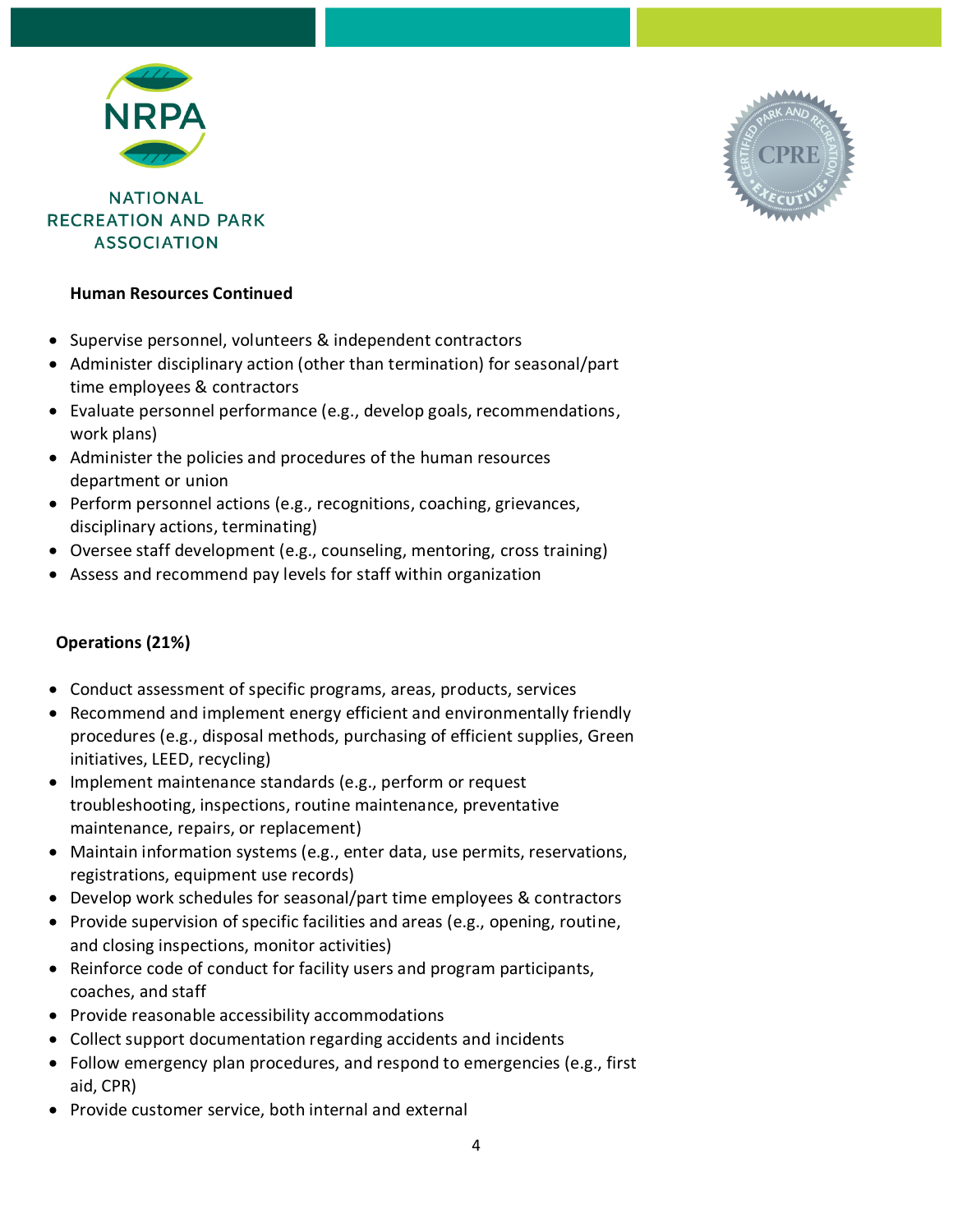### Human Resources Continued

- Supervise personnel, volunteers & independent contractors
- Administer disciplinary action (other than termination) for seasonal/part time employees & contractors
- Evaluate personnel performance (e.g., develop goals, recommendations, work plans)
- Administer the policies and procedures of the human resources department or union
- Perform personnel actions (e.g., recognitions, coaching, grievances, disciplinary actions, terminating)
- Oversee staff development (e.g., counseling, mentoring, cross training)
- Assess and recommend pay levels for staff within organization

### Operations (21%)

- Conduct assessment of specific programs, areas, products, services
- Recommend and implement energy efficient and environmentally friendly procedures (e.g., disposal methods, purchasing of efficient supplies, Green initiatives, LEED, recycling)
- Implement maintenance standards (e.g., perform or request troubleshooting, inspections, routine maintenance, preventative maintenance, repairs, or replacement)
- Maintain information systems (e.g., enter data, use permits, reservations, registrations, equipment use records)
- Develop work schedules for seasonal/part time employees & contractors
- Provide supervision of specific facilities and areas (e.g., opening, routine, and closing inspections, monitor activities)
- Reinforce code of conduct for facility users and program participants, coaches, and staff
- Provide reasonable accessibility accommodations
- Collect support documentation regarding accidents and incidents
- Follow emergency plan procedures, and respond to emergencies (e.g., first aid, CPR)
- Provide customer service, both internal and external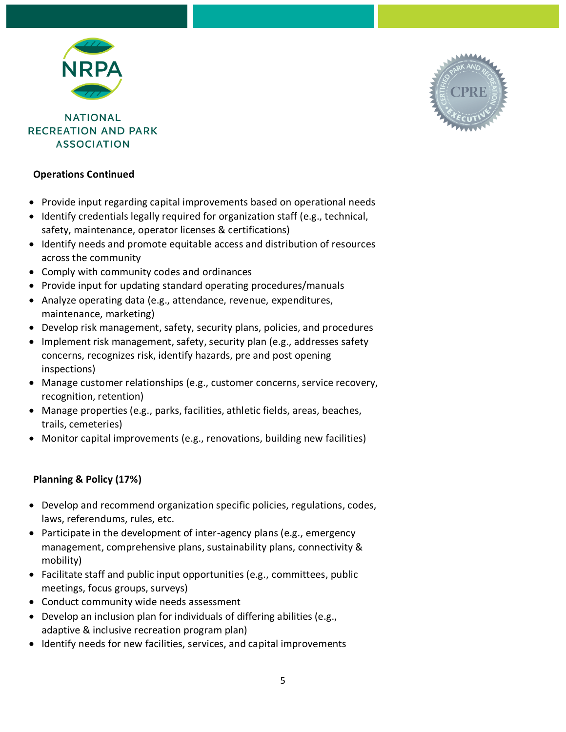**Operations Continued**

- Provide input regarding capital improvements based on operational needs
- Identify credentials legally required for organization staff (e.g., technical, safety, maintenance, operator licenses & certifications)
- Identify needs and promote equitable access and distribution of resources across the community
- Comply with community codes and ordinances
- Provide input for updating standard operating procedures/manuals
- Analyze operating data (e.g., attendance, revenue, expenditures, maintenance, marketing)
- Develop risk management, safety, security plans, policies, and procedures
- Implement risk management, safety, security plan (e.g., addresses safety concerns, recognizes risk, identify hazards, pre and post opening inspections)
- Manage customer relationships (e.g., customer concerns, service recovery, recognition, retention)
- Manage properties (e.g., parks, facilities, athletic fields, areas, beaches, trails, cemeteries)
- Monitor capital improvements (e.g., renovations, building new facilities)

**Planning & Policy (17%)**

- Develop and recommend organization specific policies, regulations, codes, laws, referendums, rules, etc.
- Participate in the development of inter-agency plans (e.g., emergency management, comprehensive plans, sustainability plans, connectivity & mobility)
- Facilitate staff and public input opportunities (e.g., committees, public meetings, focus groups, surveys)
- Conduct community wide needs assessment
- Develop an inclusion plan for individuals of differing abilities (e.g., adaptive & inclusive recreation program plan)
- Identify needs for new facilities, services, and capital improvements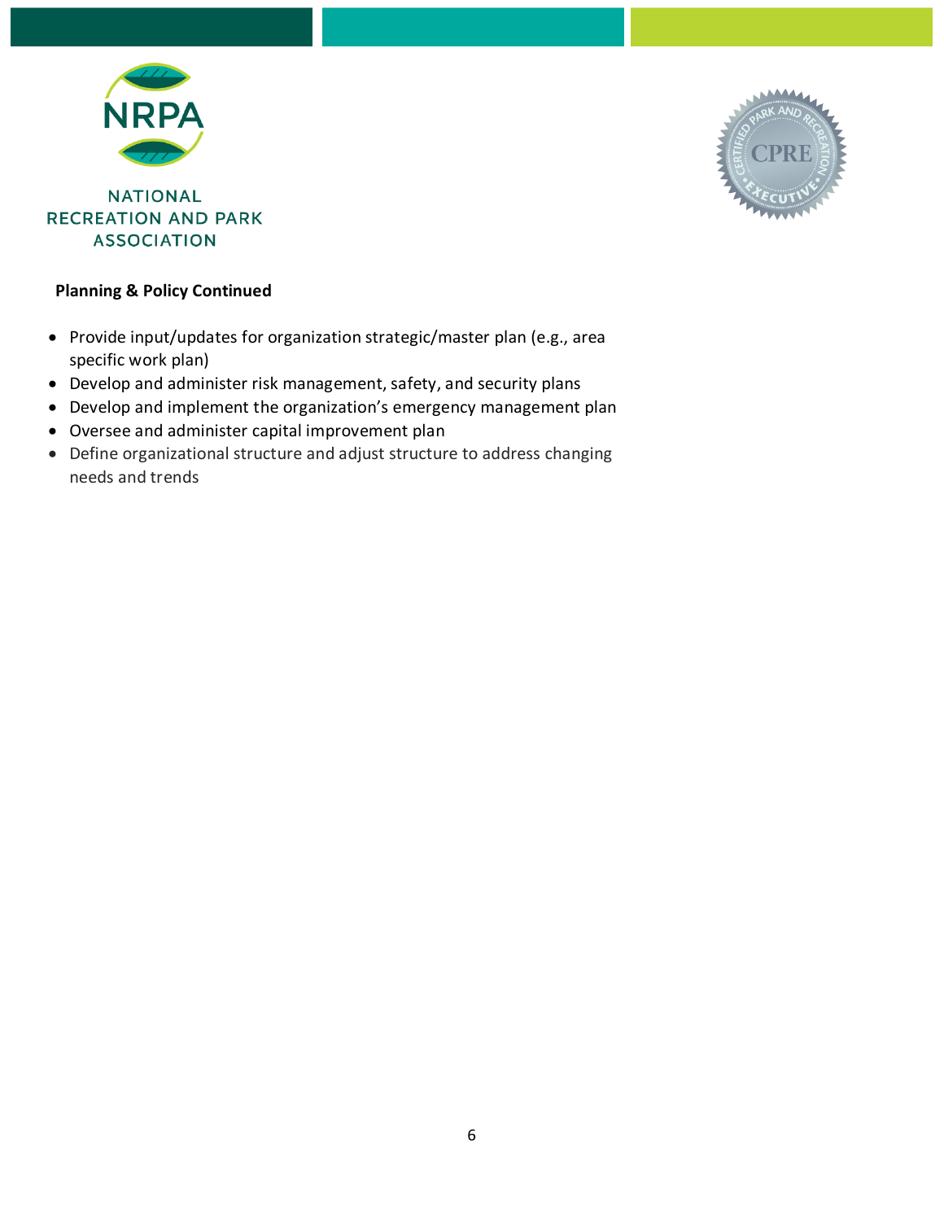NATIONAL RECREATION AND PARK ASSOCIATION

**Planning & Policy Continued**

- Provide input/updates for organization strategic/master plan (e.g., area specific work plan)
- Develop and administer risk management, safety, and security plans
- Develop and implement the organization's emergency management plan
- Oversee and administer capital improvement plan
- Define organizational structure and adjust structure to address changing needs and trends